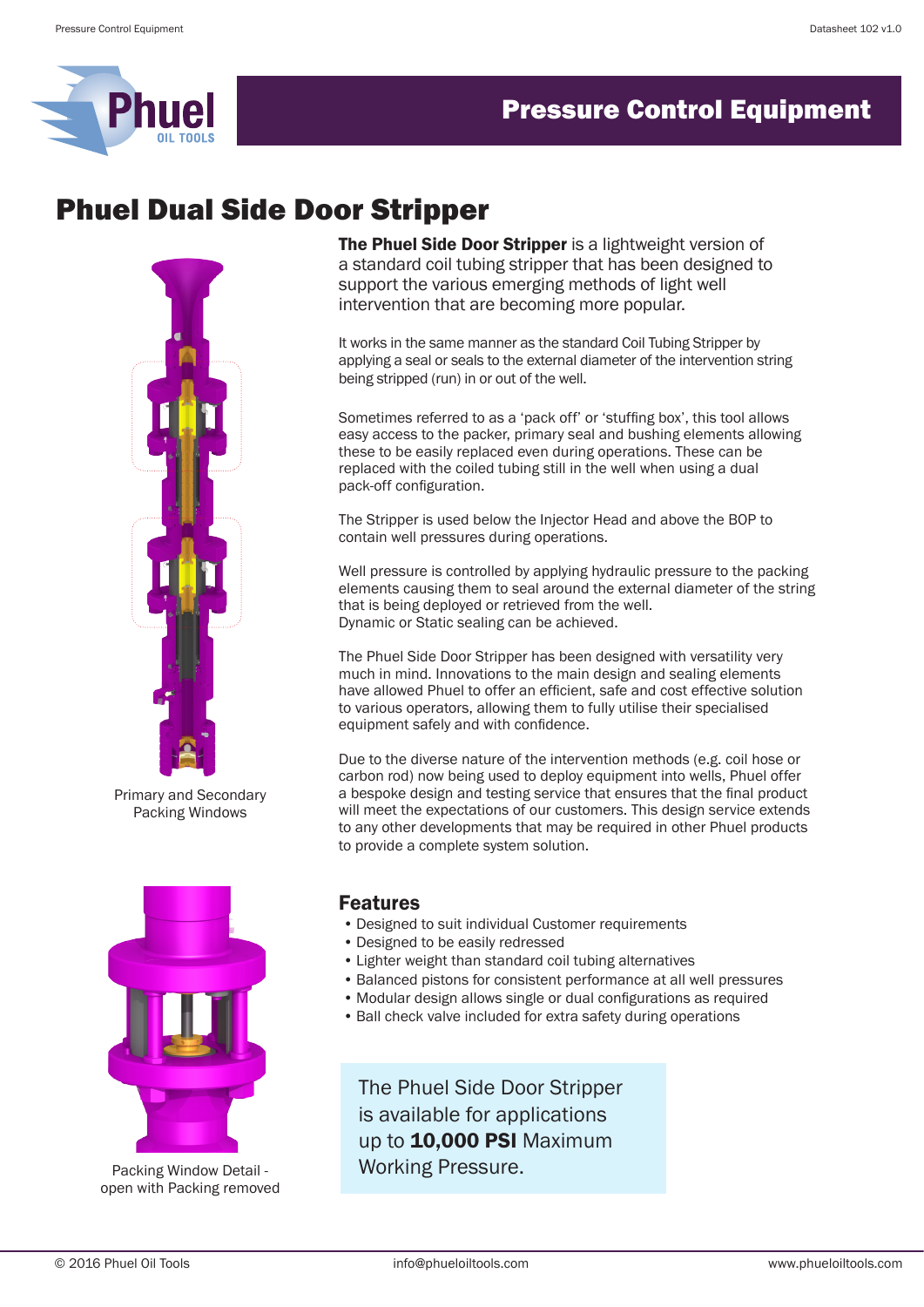# Pressure Control Equipment

## Phuel Dual Side Door Stripper

**The Phuel Side Door Stripper** is a lightweight version of a standard coil tubing stripper that has been designed to support the various emerging methods of light well intervention that are becoming more popular.

It works in the same manner as the standard Coil Tubing Stripper by applying a seal or seals to the external diameter of the intervention string being stripped (run) in or out of the well.

Sometimes referred to as a 'pack off' or 'stuffing box', this tool allows easy access to the packer, primary seal and bushing elements allowing these to be easily replaced even during operations. These can be replaced with the coiled tubing still in the well when using a dual pack-off configuration.

The Stripper is used below the Injector Head and above the BOP to contain well pressures during operations.

Well pressure is controlled by applying hydraulic pressure to the packing elements causing them to seal around the external diameter of the string that is being deployed or retrieved from the well.
Dynamic or Static sealing can be achieved.

The Phuel Side Door Stripper has been designed with versatility very much in mind. Innovations to the main design and sealing elements have allowed Phuel to offer an efficient, safe and cost effective solution to various operators, allowing them to fully utilise their specialised equipment safely and with confidence.

Due to the diverse nature of the intervention methods (e.g. coil hose or carbon rod) now being used to deploy equipment into wells, Phuel offer a bespoke design and testing service that ensures that the final product will meet the expectations of our customers. This design service extends to any other developments that may be required in other Phuel products to provide a complete system solution.

Primary and Secondary Packing Windows

### Features

- Designed to suit individual Customer requirements
- Designed to be easily redressed
- Lighter weight than standard coil tubing alternatives
- Balanced pistons for consistent performance at all well pressures
- Modular design allows single or dual configurations as required
- Ball check valve included for extra safety during operations

The Phuel Side Door Stripper is available for applications up to **10,000 PSI** Maximum Working Pressure.

Packing Window Detail - open with Packing removed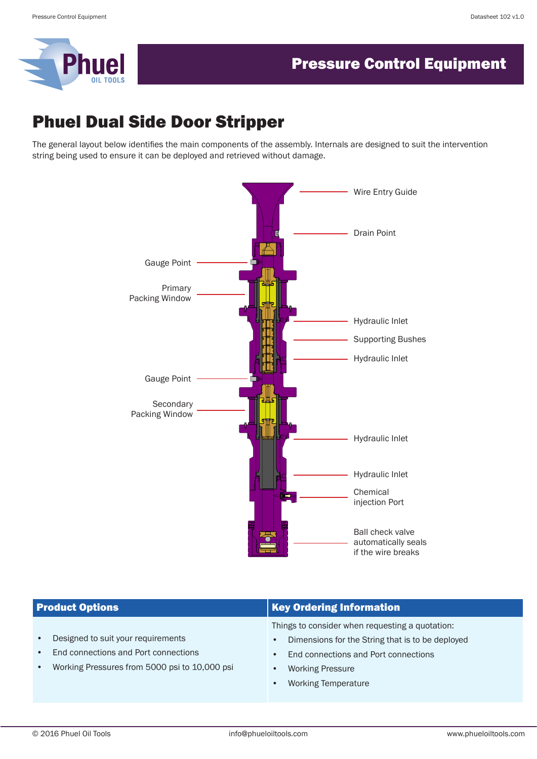## Pressure Control Equipment

# Phuel Dual Side Door Stripper

The general layout below identifies the main components of the assembly. Internals are designed to suit the intervention string being used to ensure it can be deployed and retrieved without damage.

Wire Entry Guide

Drain Point

Gauge Point

Primary Packing Window

Hydraulic Inlet

Supporting Bushes

Hydraulic Inlet

Gauge Point

Secondary Packing Window

Hydraulic Inlet

Hydraulic Inlet

Chemical injection Port

Ball check valve automatically seals if the wire breaks

### Product Options

- Designed to suit your requirements
- End connections and Port connections
- Working Pressures from 5000 psi to 10,000 psi

### Key Ordering Information

Things to consider when requesting a quotation:

- Dimensions for the String that is to be deployed
- End connections and Port connections
- Working Pressure
- Working Temperature

© 2016 Phuel Oil Tools | info@phueloiltools.com | www.phueloiltools.com